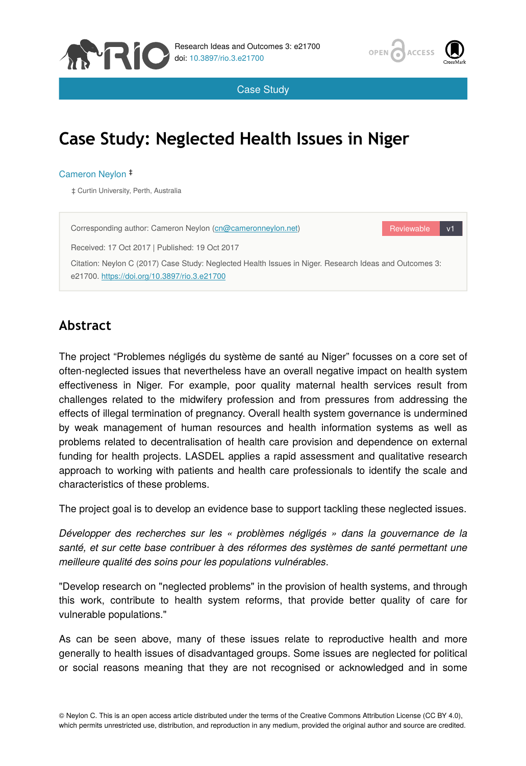Case Study

# Case Study: Neglected Health Issues in Niger

Cameron Neylon ‡

‡ Curtin University, Perth, Australia

Corresponding author: Cameron Neylon (cn@cameronneylon.net)

Reviewable v1

Received: 17 Oct 2017 | Published: 19 Oct 2017

Citation: Neylon C (2017) Case Study: Neglected Health Issues in Niger. Research Ideas and Outcomes 3: e21700. https://doi.org/10.3897/rio.3.e21700

## Abstract

The project "Problemes négligés du système de santé au Niger" focusses on a core set of often-neglected issues that nevertheless have an overall negative impact on health system effectiveness in Niger. For example, poor quality maternal health services result from challenges related to the midwifery profession and from pressures from addressing the effects of illegal termination of pregnancy. Overall health system governance is undermined by weak management of human resources and health information systems as well as problems related to decentralisation of health care provision and dependence on external funding for health projects. LASDEL applies a rapid assessment and qualitative research approach to working with patients and health care professionals to identify the scale and characteristics of these problems.

The project goal is to develop an evidence base to support tackling these neglected issues.

*Développer des recherches sur les « problèmes négligés » dans la gouvernance de la santé, et sur cette base contribuer à des réformes des systèmes de santé permettant une meilleure qualité des soins pour les populations vulnérables*.

"Develop research on "neglected problems" in the provision of health systems, and through this work, contribute to health system reforms, that provide better quality of care for vulnerable populations."

As can be seen above, many of these issues relate to reproductive health and more generally to health issues of disadvantaged groups. Some issues are neglected for political or social reasons meaning that they are not recognised or acknowledged and in some

© Neylon C. This is an open access article distributed under the terms of the Creative Commons Attribution License (CC BY 4.0), which permits unrestricted use, distribution, and reproduction in any medium, provided the original author and source are credited.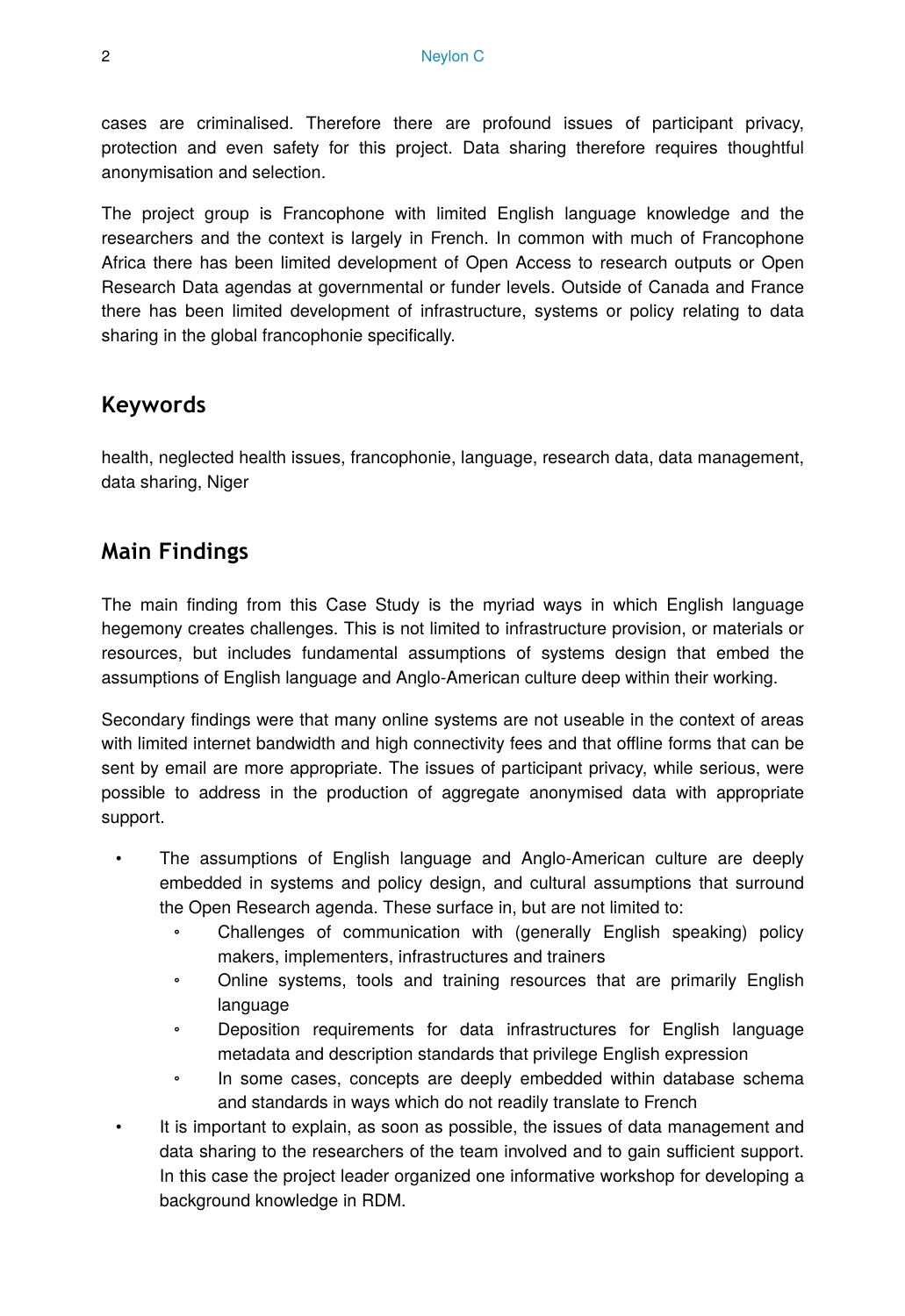cases are criminalised. Therefore there are profound issues of participant privacy, protection and even safety for this project. Data sharing therefore requires thoughtful anonymisation and selection.

The project group is Francophone with limited English language knowledge and the researchers and the context is largely in French. In common with much of Francophone Africa there has been limited development of Open Access to research outputs or Open Research Data agendas at governmental or funder levels. Outside of Canada and France there has been limited development of infrastructure, systems or policy relating to data sharing in the global francophonie specifically.

## Keywords

health, neglected health issues, francophonie, language, research data, data management, data sharing, Niger

## Main Findings

The main finding from this Case Study is the myriad ways in which English language hegemony creates challenges. This is not limited to infrastructure provision, or materials or resources, but includes fundamental assumptions of systems design that embed the assumptions of English language and Anglo-American culture deep within their working.

Secondary findings were that many online systems are not useable in the context of areas with limited internet bandwidth and high connectivity fees and that offline forms that can be sent by email are more appropriate. The issues of participant privacy, while serious, were possible to address in the production of aggregate anonymised data with appropriate support.

- The assumptions of English language and Anglo-American culture are deeply embedded in systems and policy design, and cultural assumptions that surround the Open Research agenda. These surface in, but are not limited to:
    - Challenges of communication with (generally English speaking) policy makers, implementers, infrastructures and trainers
    - Online systems, tools and training resources that are primarily English language
    - Deposition requirements for data infrastructures for English language metadata and description standards that privilege English expression
    - In some cases, concepts are deeply embedded within database schema and standards in ways which do not readily translate to French
- It is important to explain, as soon as possible, the issues of data management and data sharing to the researchers of the team involved and to gain sufficient support. In this case the project leader organized one informative workshop for developing a background knowledge in RDM.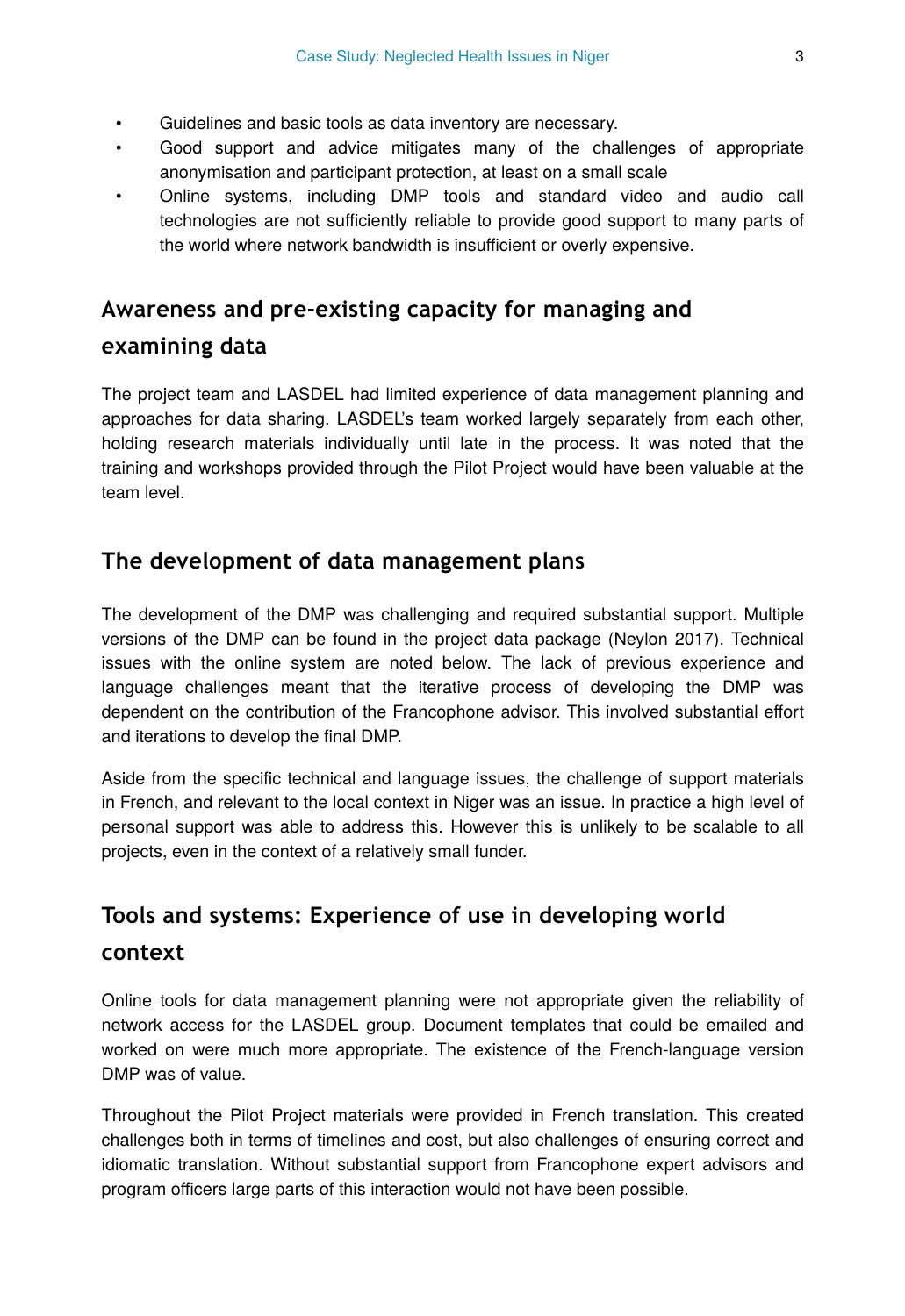- Guidelines and basic tools as data inventory are necessary.
- Good support and advice mitigates many of the challenges of appropriate anonymisation and participant protection, at least on a small scale
- Online systems, including DMP tools and standard video and audio call technologies are not sufficiently reliable to provide good support to many parts of the world where network bandwidth is insufficient or overly expensive.

## Awareness and pre-existing capacity for managing and examining data

The project team and LASDEL had limited experience of data management planning and approaches for data sharing. LASDEL's team worked largely separately from each other, holding research materials individually until late in the process. It was noted that the training and workshops provided through the Pilot Project would have been valuable at the team level.

## The development of data management plans

The development of the DMP was challenging and required substantial support. Multiple versions of the DMP can be found in the project data package (Neylon 2017). Technical issues with the online system are noted below. The lack of previous experience and language challenges meant that the iterative process of developing the DMP was dependent on the contribution of the Francophone advisor. This involved substantial effort and iterations to develop the final DMP.

Aside from the specific technical and language issues, the challenge of support materials in French, and relevant to the local context in Niger was an issue. In practice a high level of personal support was able to address this. However this is unlikely to be scalable to all projects, even in the context of a relatively small funder.

## Tools and systems: Experience of use in developing world context

Online tools for data management planning were not appropriate given the reliability of network access for the LASDEL group. Document templates that could be emailed and worked on were much more appropriate. The existence of the French-language version DMP was of value.

Throughout the Pilot Project materials were provided in French translation. This created challenges both in terms of timelines and cost, but also challenges of ensuring correct and idiomatic translation. Without substantial support from Francophone expert advisors and program officers large parts of this interaction would not have been possible.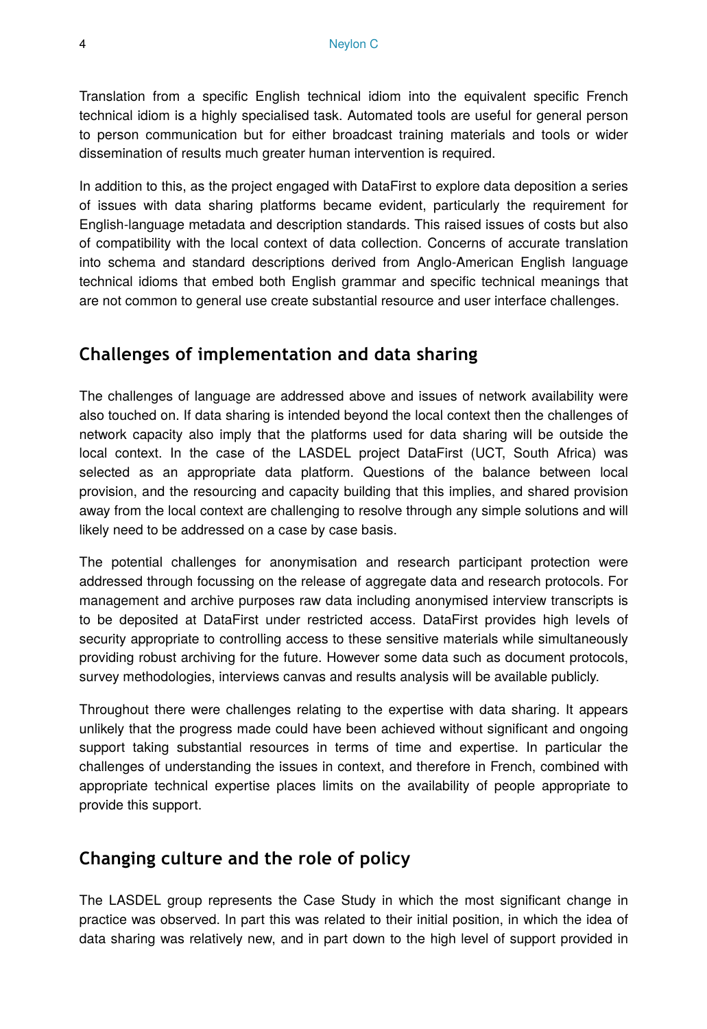Translation from a specific English technical idiom into the equivalent specific French technical idiom is a highly specialised task. Automated tools are useful for general person to person communication but for either broadcast training materials and tools or wider dissemination of results much greater human intervention is required.

In addition to this, as the project engaged with DataFirst to explore data deposition a series of issues with data sharing platforms became evident, particularly the requirement for English-language metadata and description standards. This raised issues of costs but also of compatibility with the local context of data collection. Concerns of accurate translation into schema and standard descriptions derived from Anglo-American English language technical idioms that embed both English grammar and specific technical meanings that are not common to general use create substantial resource and user interface challenges.

## Challenges of implementation and data sharing

The challenges of language are addressed above and issues of network availability were also touched on. If data sharing is intended beyond the local context then the challenges of network capacity also imply that the platforms used for data sharing will be outside the local context. In the case of the LASDEL project DataFirst (UCT, South Africa) was selected as an appropriate data platform. Questions of the balance between local provision, and the resourcing and capacity building that this implies, and shared provision away from the local context are challenging to resolve through any simple solutions and will likely need to be addressed on a case by case basis.

The potential challenges for anonymisation and research participant protection were addressed through focussing on the release of aggregate data and research protocols. For management and archive purposes raw data including anonymised interview transcripts is to be deposited at DataFirst under restricted access. DataFirst provides high levels of security appropriate to controlling access to these sensitive materials while simultaneously providing robust archiving for the future. However some data such as document protocols, survey methodologies, interviews canvas and results analysis will be available publicly.

Throughout there were challenges relating to the expertise with data sharing. It appears unlikely that the progress made could have been achieved without significant and ongoing support taking substantial resources in terms of time and expertise. In particular the challenges of understanding the issues in context, and therefore in French, combined with appropriate technical expertise places limits on the availability of people appropriate to provide this support.

## Changing culture and the role of policy

The LASDEL group represents the Case Study in which the most significant change in practice was observed. In part this was related to their initial position, in which the idea of data sharing was relatively new, and in part down to the high level of support provided in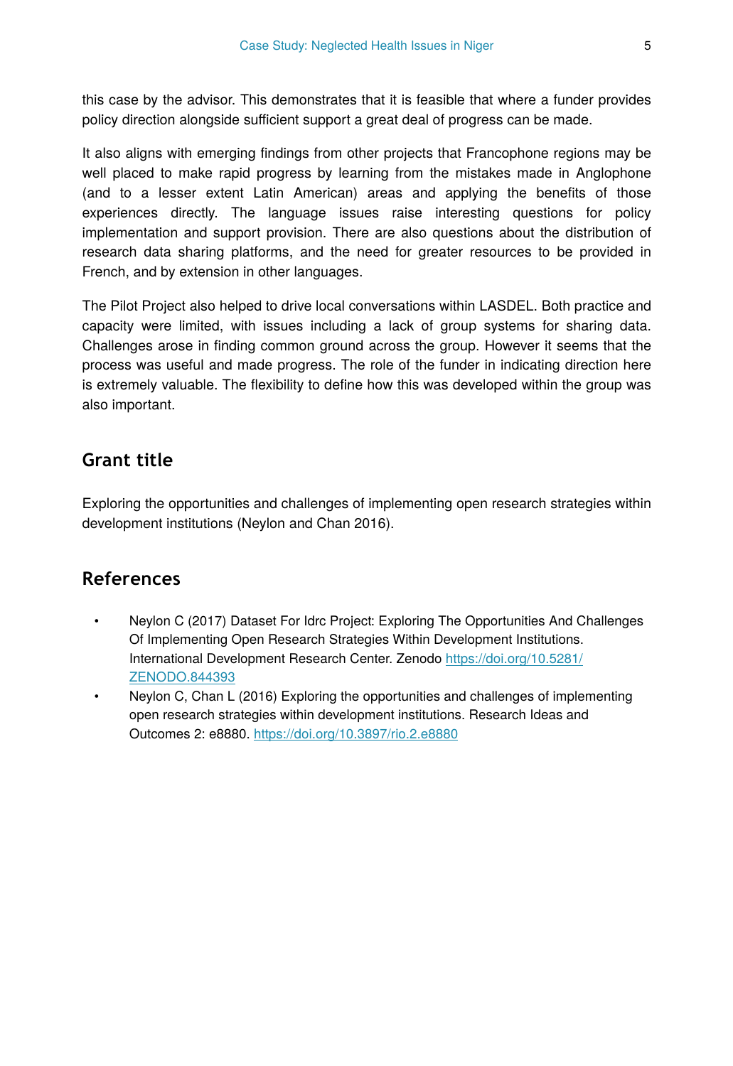this case by the advisor. This demonstrates that it is feasible that where a funder provides policy direction alongside sufficient support a great deal of progress can be made.

It also aligns with emerging findings from other projects that Francophone regions may be well placed to make rapid progress by learning from the mistakes made in Anglophone (and to a lesser extent Latin American) areas and applying the benefits of those experiences directly. The language issues raise interesting questions for policy implementation and support provision. There are also questions about the distribution of research data sharing platforms, and the need for greater resources to be provided in French, and by extension in other languages.

The Pilot Project also helped to drive local conversations within LASDEL. Both practice and capacity were limited, with issues including a lack of group systems for sharing data. Challenges arose in finding common ground across the group. However it seems that the process was useful and made progress. The role of the funder in indicating direction here is extremely valuable. The flexibility to define how this was developed within the group was also important.

## Grant title

Exploring the opportunities and challenges of implementing open research strategies within development institutions (Neylon and Chan 2016).

## References

- Neylon C (2017) Dataset For Idrc Project: Exploring The Opportunities And Challenges Of Implementing Open Research Strategies Within Development Institutions. International Development Research Center. Zenodo https://doi.org/10.5281/ZENODO.844393
- Neylon C, Chan L (2016) Exploring the opportunities and challenges of implementing open research strategies within development institutions. Research Ideas and Outcomes 2: e8880. https://doi.org/10.3897/rio.2.e8880